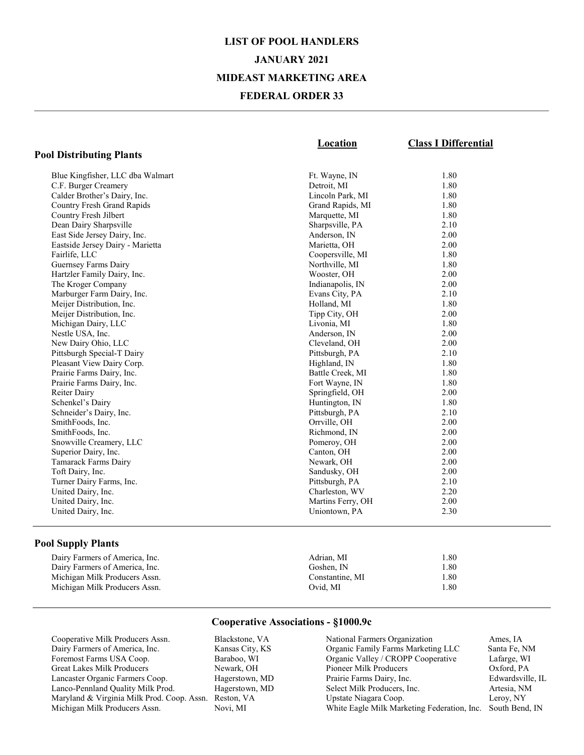# LIST OF POOL HANDLERS

## JANUARY 2021

## MIDEAST MARKETING AREA

## FEDERAL ORDER 33

### Pool Distributing Plants

| | Location | Class I Differential |
|---|---|---|
| Blue Kingfisher, LLC dba Walmart | Ft. Wayne, IN | 1.80 |
| C.F. Burger Creamery | Detroit, MI | 1.80 |
| Calder Brother's Dairy, Inc. | Lincoln Park, MI | 1.80 |
| Country Fresh Grand Rapids | Grand Rapids, MI | 1.80 |
| Country Fresh Jilbert | Marquette, MI | 1.80 |
| Dean Dairy Sharpsville | Sharpsville, PA | 2.10 |
| East Side Jersey Dairy, Inc. | Anderson, IN | 2.00 |
| Eastside Jersey Dairy - Marietta | Marietta, OH | 2.00 |
| Fairlife, LLC | Coopersville, MI | 1.80 |
| Guernsey Farms Dairy | Northville, MI | 1.80 |
| Hartzler Family Dairy, Inc. | Wooster, OH | 2.00 |
| The Kroger Company | Indianapolis, IN | 2.00 |
| Marburger Farm Dairy, Inc. | Evans City, PA | 2.10 |
| Meijer Distribution, Inc. | Holland, MI | 1.80 |
| Meijer Distribution, Inc. | Tipp City, OH | 2.00 |
| Michigan Dairy, LLC | Livonia, MI | 1.80 |
| Nestle USA, Inc. | Anderson, IN | 2.00 |
| New Dairy Ohio, LLC | Cleveland, OH | 2.00 |
| Pittsburgh Special-T Dairy | Pittsburgh, PA | 2.10 |
| Pleasant View Dairy Corp. | Highland, IN | 1.80 |
| Prairie Farms Dairy, Inc. | Battle Creek, MI | 1.80 |
| Prairie Farms Dairy, Inc. | Fort Wayne, IN | 1.80 |
| Reiter Dairy | Springfield, OH | 2.00 |
| Schenkel's Dairy | Huntington, IN | 1.80 |
| Schneider's Dairy, Inc. | Pittsburgh, PA | 2.10 |
| SmithFoods, Inc. | Orrville, OH | 2.00 |
| SmithFoods, Inc. | Richmond, IN | 2.00 |
| Snowville Creamery, LLC | Pomeroy, OH | 2.00 |
| Superior Dairy, Inc. | Canton, OH | 2.00 |
| Tamarack Farms Dairy | Newark, OH | 2.00 |
| Toft Dairy, Inc. | Sandusky, OH | 2.00 |
| Turner Dairy Farms, Inc. | Pittsburgh, PA | 2.10 |
| United Dairy, Inc. | Charleston, WV | 2.20 |
| United Dairy, Inc. | Martins Ferry, OH | 2.00 |
| United Dairy, Inc. | Uniontown, PA | 2.30 |

### Pool Supply Plants

| | Location | Class I Differential |
|---|---|---|
| Dairy Farmers of America, Inc. | Adrian, MI | 1.80 |
| Dairy Farmers of America, Inc. | Goshen, IN | 1.80 |
| Michigan Milk Producers Assn. | Constantine, MI | 1.80 |
| Michigan Milk Producers Assn. | Ovid, MI | 1.80 |

### Cooperative Associations - §1000.9c

| Cooperative | Location |
|---|---|
| Cooperative Milk Producers Assn. | Blackstone, VA |
| Dairy Farmers of America, Inc. | Kansas City, KS |
| Foremost Farms USA Coop. | Baraboo, WI |
| Great Lakes Milk Producers | Newark, OH |
| Lancaster Organic Farmers Coop. | Hagerstown, MD |
| Lanco-Pennland Quality Milk Prod. | Hagerstown, MD |
| Maryland & Virginia Milk Prod. Coop. Assn. | Reston, VA |
| Michigan Milk Producers Assn. | Novi, MI |
| National Farmers Organization | Ames, IA |
| Organic Family Farms Marketing LLC | Santa Fe, NM |
| Organic Valley / CROPP Cooperative | Lafarge, WI |
| Pioneer Milk Producers | Oxford, PA |
| Prairie Farms Dairy, Inc. | Edwardsville, IL |
| Select Milk Producers, Inc. | Artesia, NM |
| Upstate Niagara Coop. | Leroy, NY |
| White Eagle Milk Marketing Federation, Inc. | South Bend, IN |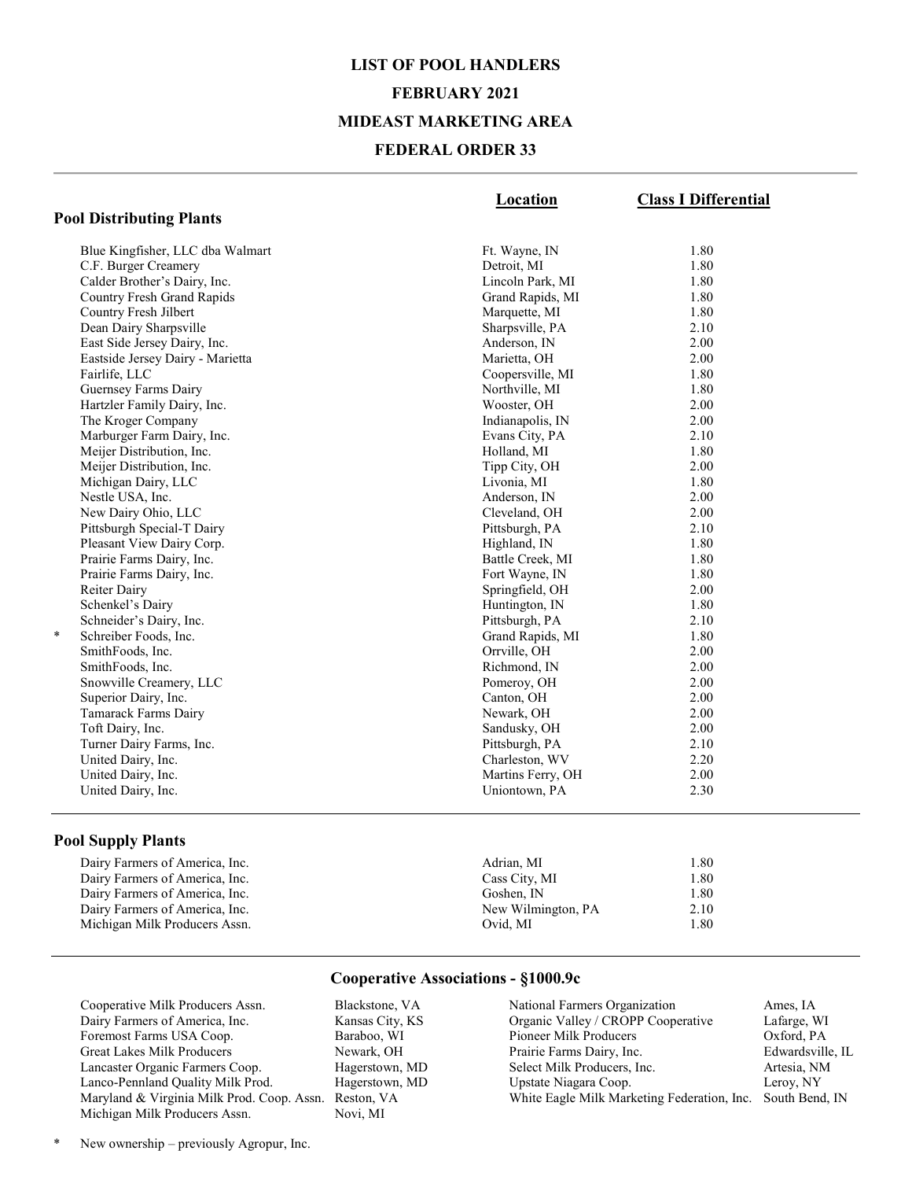# LIST OF POOL HANDLERS

## FEBRUARY 2021

## MIDEAST MARKETING AREA

## FEDERAL ORDER 33

### Pool Distributing Plants

| | | Location | Class I Differential |
|---|---|---|---|
| | Blue Kingfisher, LLC dba Walmart | Ft. Wayne, IN | 1.80 |
| | C.F. Burger Creamery | Detroit, MI | 1.80 |
| | Calder Brother's Dairy, Inc. | Lincoln Park, MI | 1.80 |
| | Country Fresh Grand Rapids | Grand Rapids, MI | 1.80 |
| | Country Fresh Jilbert | Marquette, MI | 1.80 |
| | Dean Dairy Sharpsville | Sharpsville, PA | 2.10 |
| | East Side Jersey Dairy, Inc. | Anderson, IN | 2.00 |
| | Eastside Jersey Dairy - Marietta | Marietta, OH | 2.00 |
| | Fairlife, LLC | Coopersville, MI | 1.80 |
| | Guernsey Farms Dairy | Northville, MI | 1.80 |
| | Hartzler Family Dairy, Inc. | Wooster, OH | 2.00 |
| | The Kroger Company | Indianapolis, IN | 2.00 |
| | Marburger Farm Dairy, Inc. | Evans City, PA | 2.10 |
| | Meijer Distribution, Inc. | Holland, MI | 1.80 |
| | Meijer Distribution, Inc. | Tipp City, OH | 2.00 |
| | Michigan Dairy, LLC | Livonia, MI | 1.80 |
| | Nestle USA, Inc. | Anderson, IN | 2.00 |
| | New Dairy Ohio, LLC | Cleveland, OH | 2.00 |
| | Pittsburgh Special-T Dairy | Pittsburgh, PA | 2.10 |
| | Pleasant View Dairy Corp. | Highland, IN | 1.80 |
| | Prairie Farms Dairy, Inc. | Battle Creek, MI | 1.80 |
| | Prairie Farms Dairy, Inc. | Fort Wayne, IN | 1.80 |
| | Reiter Dairy | Springfield, OH | 2.00 |
| | Schenkel's Dairy | Huntington, IN | 1.80 |
| | Schneider's Dairy, Inc. | Pittsburgh, PA | 2.10 |
| * | Schreiber Foods, Inc. | Grand Rapids, MI | 1.80 |
| | SmithFoods, Inc. | Orrville, OH | 2.00 |
| | SmithFoods, Inc. | Richmond, IN | 2.00 |
| | Snowville Creamery, LLC | Pomeroy, OH | 2.00 |
| | Superior Dairy, Inc. | Canton, OH | 2.00 |
| | Tamarack Farms Dairy | Newark, OH | 2.00 |
| | Toft Dairy, Inc. | Sandusky, OH | 2.00 |
| | Turner Dairy Farms, Inc. | Pittsburgh, PA | 2.10 |
| | United Dairy, Inc. | Charleston, WV | 2.20 |
| | United Dairy, Inc. | Martins Ferry, OH | 2.00 |
| | United Dairy, Inc. | Uniontown, PA | 2.30 |

### Pool Supply Plants

| | Location | Class I Differential |
|---|---|---|
| Dairy Farmers of America, Inc. | Adrian, MI | 1.80 |
| Dairy Farmers of America, Inc. | Cass City, MI | 1.80 |
| Dairy Farmers of America, Inc. | Goshen, IN | 1.80 |
| Dairy Farmers of America, Inc. | New Wilmington, PA | 2.10 |
| Michigan Milk Producers Assn. | Ovid, MI | 1.80 |

### Cooperative Associations - §1000.9c

| Cooperative | Location |
|---|---|
| Cooperative Milk Producers Assn. | Blackstone, VA |
| Dairy Farmers of America, Inc. | Kansas City, KS |
| Foremost Farms USA Coop. | Baraboo, WI |
| Great Lakes Milk Producers | Newark, OH |
| Lancaster Organic Farmers Coop. | Hagerstown, MD |
| Lanco-Pennland Quality Milk Prod. | Hagerstown, MD |
| Maryland & Virginia Milk Prod. Coop. Assn. | Reston, VA |
| Michigan Milk Producers Assn. | Novi, MI |
| National Farmers Organization | Ames, IA |
| Organic Valley / CROPP Cooperative | Lafarge, WI |
| Pioneer Milk Producers | Oxford, PA |
| Prairie Farms Dairy, Inc. | Edwardsville, IL |
| Select Milk Producers, Inc. | Artesia, NM |
| Upstate Niagara Coop. | Leroy, NY |
| White Eagle Milk Marketing Federation, Inc. | South Bend, IN |

\* New ownership – previously Agropur, Inc.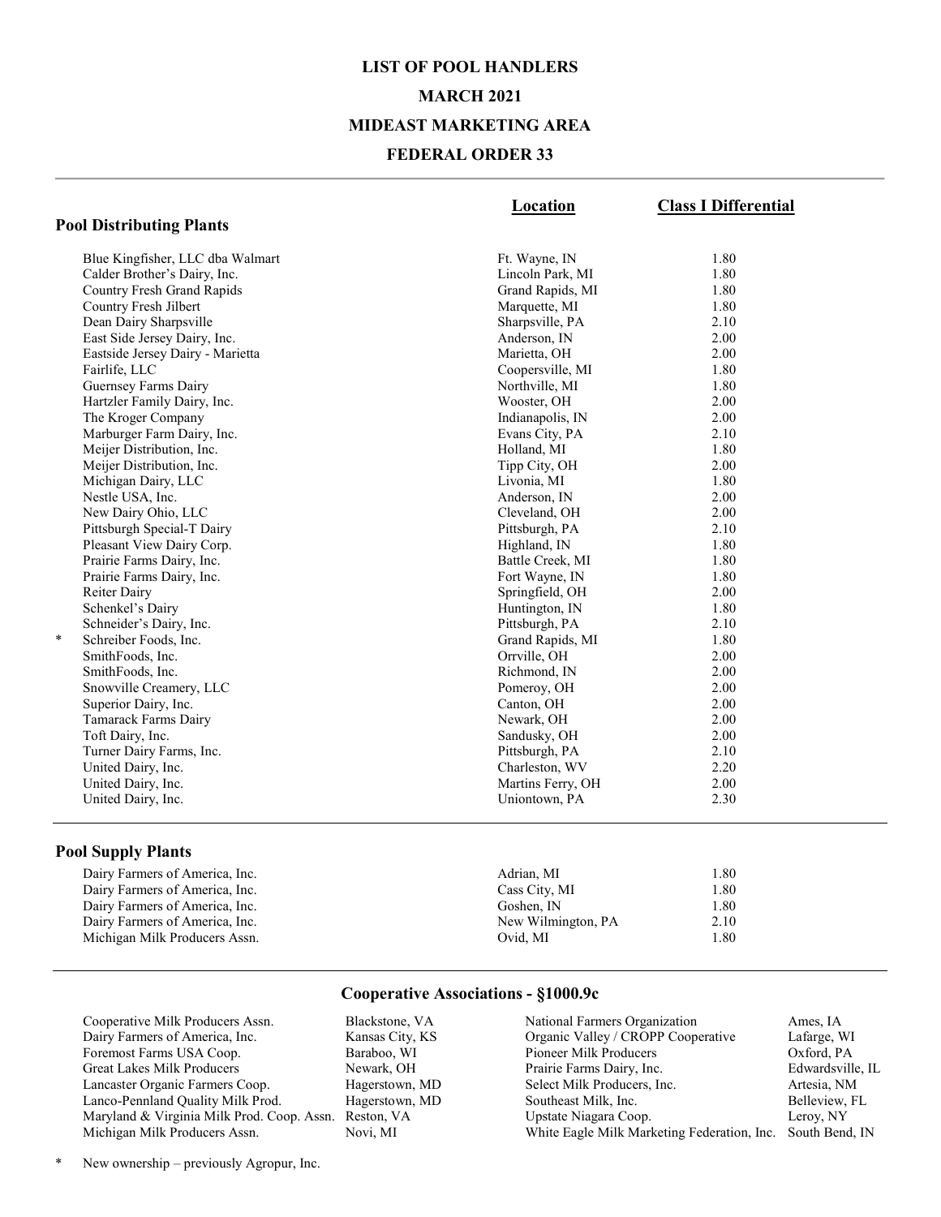# LIST OF POOL HANDLERS

# MARCH 2021

# MIDEAST MARKETING AREA

# FEDERAL ORDER 33

## Pool Distributing Plants

| | | Location | Class I Differential |
|---|---|---|---|
| | Blue Kingfisher, LLC dba Walmart | Ft. Wayne, IN | 1.80 |
| | Calder Brother's Dairy, Inc. | Lincoln Park, MI | 1.80 |
| | Country Fresh Grand Rapids | Grand Rapids, MI | 1.80 |
| | Country Fresh Jilbert | Marquette, MI | 1.80 |
| | Dean Dairy Sharpsville | Sharpsville, PA | 2.10 |
| | East Side Jersey Dairy, Inc. | Anderson, IN | 2.00 |
| | Eastside Jersey Dairy - Marietta | Marietta, OH | 2.00 |
| | Fairlife, LLC | Coopersville, MI | 1.80 |
| | Guernsey Farms Dairy | Northville, MI | 1.80 |
| | Hartzler Family Dairy, Inc. | Wooster, OH | 2.00 |
| | The Kroger Company | Indianapolis, IN | 2.00 |
| | Marburger Farm Dairy, Inc. | Evans City, PA | 2.10 |
| | Meijer Distribution, Inc. | Holland, MI | 1.80 |
| | Meijer Distribution, Inc. | Tipp City, OH | 2.00 |
| | Michigan Dairy, LLC | Livonia, MI | 1.80 |
| | Nestle USA, Inc. | Anderson, IN | 2.00 |
| | New Dairy Ohio, LLC | Cleveland, OH | 2.00 |
| | Pittsburgh Special-T Dairy | Pittsburgh, PA | 2.10 |
| | Pleasant View Dairy Corp. | Highland, IN | 1.80 |
| | Prairie Farms Dairy, Inc. | Battle Creek, MI | 1.80 |
| | Prairie Farms Dairy, Inc. | Fort Wayne, IN | 1.80 |
| | Reiter Dairy | Springfield, OH | 2.00 |
| | Schenkel's Dairy | Huntington, IN | 1.80 |
| | Schneider's Dairy, Inc. | Pittsburgh, PA | 2.10 |
| * | Schreiber Foods, Inc. | Grand Rapids, MI | 1.80 |
| | SmithFoods, Inc. | Orrville, OH | 2.00 |
| | SmithFoods, Inc. | Richmond, IN | 2.00 |
| | Snowville Creamery, LLC | Pomeroy, OH | 2.00 |
| | Superior Dairy, Inc. | Canton, OH | 2.00 |
| | Tamarack Farms Dairy | Newark, OH | 2.00 |
| | Toft Dairy, Inc. | Sandusky, OH | 2.00 |
| | Turner Dairy Farms, Inc. | Pittsburgh, PA | 2.10 |
| | United Dairy, Inc. | Charleston, WV | 2.20 |
| | United Dairy, Inc. | Martins Ferry, OH | 2.00 |
| | United Dairy, Inc. | Uniontown, PA | 2.30 |

## Pool Supply Plants

| | Location | Class I Differential |
|---|---|---|
| Dairy Farmers of America, Inc. | Adrian, MI | 1.80 |
| Dairy Farmers of America, Inc. | Cass City, MI | 1.80 |
| Dairy Farmers of America, Inc. | Goshen, IN | 1.80 |
| Dairy Farmers of America, Inc. | New Wilmington, PA | 2.10 |
| Michigan Milk Producers Assn. | Ovid, MI | 1.80 |

## Cooperative Associations - §1000.9c

| | | | |
|---|---|---|---|
| Cooperative Milk Producers Assn. | Blackstone, VA | National Farmers Organization | Ames, IA |
| Dairy Farmers of America, Inc. | Kansas City, KS | Organic Valley / CROPP Cooperative | Lafarge, WI |
| Foremost Farms USA Coop. | Baraboo, WI | Pioneer Milk Producers | Oxford, PA |
| Great Lakes Milk Producers | Newark, OH | Prairie Farms Dairy, Inc. | Edwardsville, IL |
| Lancaster Organic Farmers Coop. | Hagerstown, MD | Select Milk Producers, Inc. | Artesia, NM |
| Lanco-Pennland Quality Milk Prod. | Hagerstown, MD | Southeast Milk, Inc. | Belleview, FL |
| Maryland & Virginia Milk Prod. Coop. Assn. | Reston, VA | Upstate Niagara Coop. | Leroy, NY |
| Michigan Milk Producers Assn. | Novi, MI | White Eagle Milk Marketing Federation, Inc. | South Bend, IN |

\* New ownership – previously Agropur, Inc.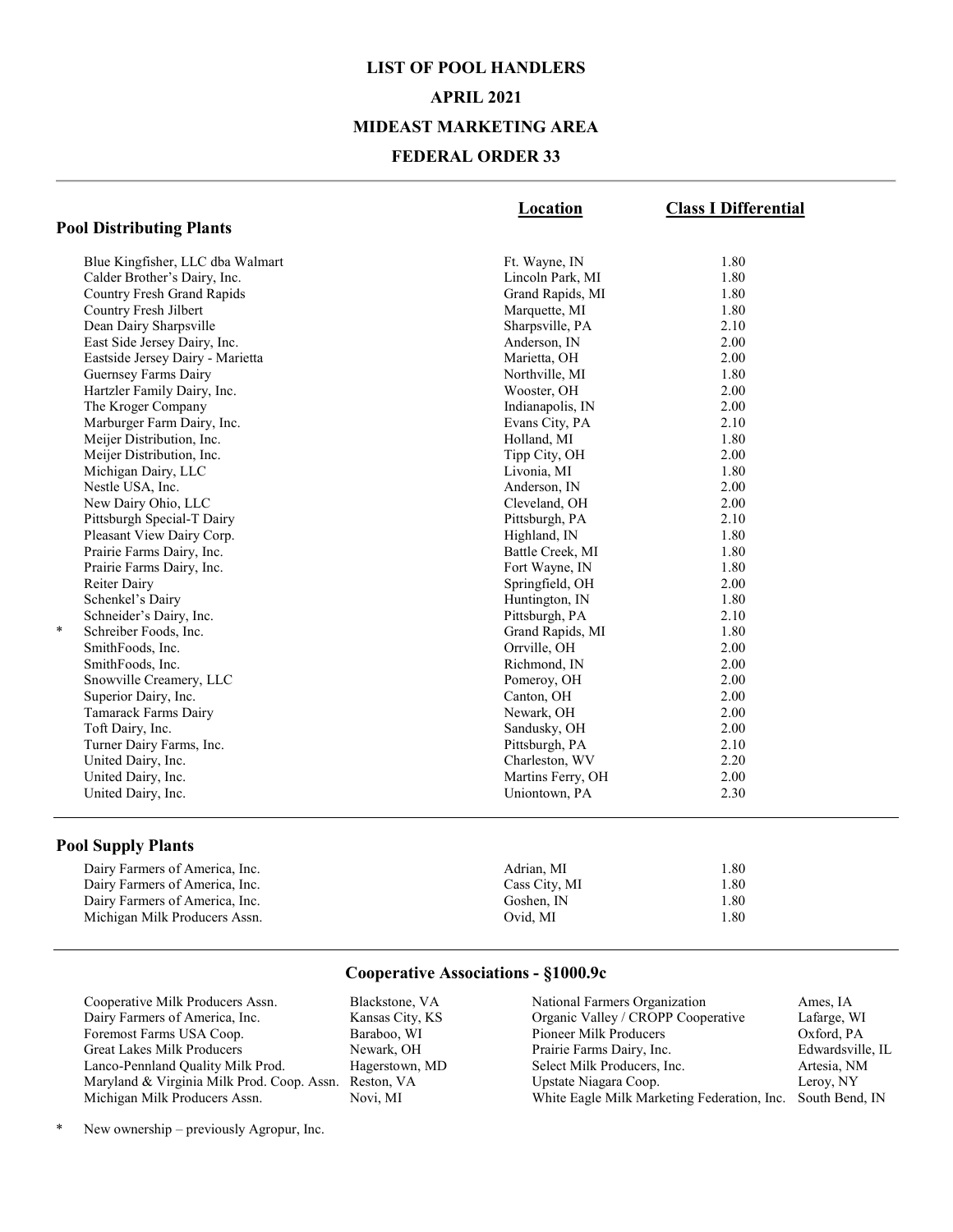# LIST OF POOL HANDLERS

# APRIL 2021

# MIDEAST MARKETING AREA

# FEDERAL ORDER 33

## Pool Distributing Plants

| | | Location | Class I Differential |
|---|---|---|---|
| | Blue Kingfisher, LLC dba Walmart | Ft. Wayne, IN | 1.80 |
| | Calder Brother's Dairy, Inc. | Lincoln Park, MI | 1.80 |
| | Country Fresh Grand Rapids | Grand Rapids, MI | 1.80 |
| | Country Fresh Jilbert | Marquette, MI | 1.80 |
| | Dean Dairy Sharpsville | Sharpsville, PA | 2.10 |
| | East Side Jersey Dairy, Inc. | Anderson, IN | 2.00 |
| | Eastside Jersey Dairy - Marietta | Marietta, OH | 2.00 |
| | Guernsey Farms Dairy | Northville, MI | 1.80 |
| | Hartzler Family Dairy, Inc. | Wooster, OH | 2.00 |
| | The Kroger Company | Indianapolis, IN | 2.00 |
| | Marburger Farm Dairy, Inc. | Evans City, PA | 2.10 |
| | Meijer Distribution, Inc. | Holland, MI | 1.80 |
| | Meijer Distribution, Inc. | Tipp City, OH | 2.00 |
| | Michigan Dairy, LLC | Livonia, MI | 1.80 |
| | Nestle USA, Inc. | Anderson, IN | 2.00 |
| | New Dairy Ohio, LLC | Cleveland, OH | 2.00 |
| | Pittsburgh Special-T Dairy | Pittsburgh, PA | 2.10 |
| | Pleasant View Dairy Corp. | Highland, IN | 1.80 |
| | Prairie Farms Dairy, Inc. | Battle Creek, MI | 1.80 |
| | Prairie Farms Dairy, Inc. | Fort Wayne, IN | 1.80 |
| | Reiter Dairy | Springfield, OH | 2.00 |
| | Schenkel's Dairy | Huntington, IN | 1.80 |
| | Schneider's Dairy, Inc. | Pittsburgh, PA | 2.10 |
| * | Schreiber Foods, Inc. | Grand Rapids, MI | 1.80 |
| | SmithFoods, Inc. | Orrville, OH | 2.00 |
| | SmithFoods, Inc. | Richmond, IN | 2.00 |
| | Snowville Creamery, LLC | Pomeroy, OH | 2.00 |
| | Superior Dairy, Inc. | Canton, OH | 2.00 |
| | Tamarack Farms Dairy | Newark, OH | 2.00 |
| | Toft Dairy, Inc. | Sandusky, OH | 2.00 |
| | Turner Dairy Farms, Inc. | Pittsburgh, PA | 2.10 |
| | United Dairy, Inc. | Charleston, WV | 2.20 |
| | United Dairy, Inc. | Martins Ferry, OH | 2.00 |
| | United Dairy, Inc. | Uniontown, PA | 2.30 |

## Pool Supply Plants

| | Location | Class I Differential |
|---|---|---|
| Dairy Farmers of America, Inc. | Adrian, MI | 1.80 |
| Dairy Farmers of America, Inc. | Cass City, MI | 1.80 |
| Dairy Farmers of America, Inc. | Goshen, IN | 1.80 |
| Michigan Milk Producers Assn. | Ovid, MI | 1.80 |

## Cooperative Associations - §1000.9c

| | | | |
|---|---|---|---|
| Cooperative Milk Producers Assn. | Blackstone, VA | National Farmers Organization | Ames, IA |
| Dairy Farmers of America, Inc. | Kansas City, KS | Organic Valley / CROPP Cooperative | Lafarge, WI |
| Foremost Farms USA Coop. | Baraboo, WI | Pioneer Milk Producers | Oxford, PA |
| Great Lakes Milk Producers | Newark, OH | Prairie Farms Dairy, Inc. | Edwardsville, IL |
| Lanco-Pennland Quality Milk Prod. | Hagerstown, MD | Select Milk Producers, Inc. | Artesia, NM |
| Maryland & Virginia Milk Prod. Coop. Assn. | Reston, VA | Upstate Niagara Coop. | Leroy, NY |
| Michigan Milk Producers Assn. | Novi, MI | White Eagle Milk Marketing Federation, Inc. | South Bend, IN |

\* New ownership – previously Agropur, Inc.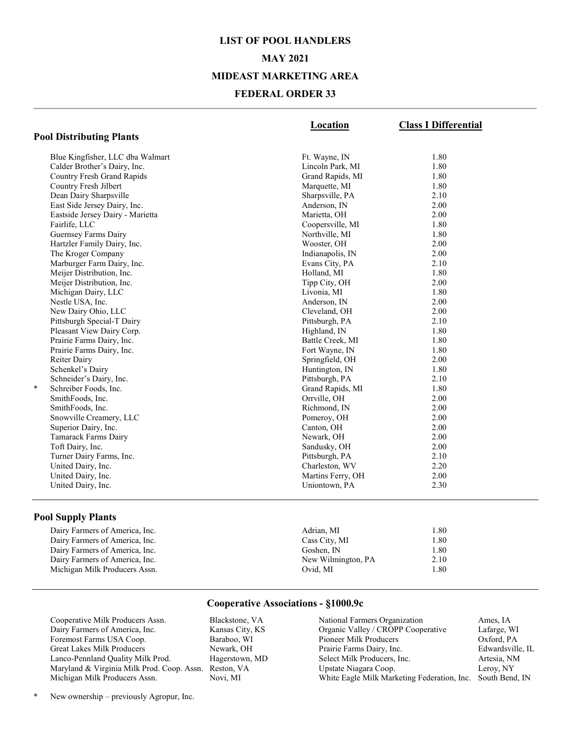# LIST OF POOL HANDLERS

## MAY 2021

## MIDEAST MARKETING AREA

## FEDERAL ORDER 33

### Pool Distributing Plants

| | | Location | Class I Differential |
|---|---|---|---|
| | Blue Kingfisher, LLC dba Walmart | Ft. Wayne, IN | 1.80 |
| | Calder Brother's Dairy, Inc. | Lincoln Park, MI | 1.80 |
| | Country Fresh Grand Rapids | Grand Rapids, MI | 1.80 |
| | Country Fresh Jilbert | Marquette, MI | 1.80 |
| | Dean Dairy Sharpsville | Sharpsville, PA | 2.10 |
| | East Side Jersey Dairy, Inc. | Anderson, IN | 2.00 |
| | Eastside Jersey Dairy - Marietta | Marietta, OH | 2.00 |
| | Fairlife, LLC | Coopersville, MI | 1.80 |
| | Guernsey Farms Dairy | Northville, MI | 1.80 |
| | Hartzler Family Dairy, Inc. | Wooster, OH | 2.00 |
| | The Kroger Company | Indianapolis, IN | 2.00 |
| | Marburger Farm Dairy, Inc. | Evans City, PA | 2.10 |
| | Meijer Distribution, Inc. | Holland, MI | 1.80 |
| | Meijer Distribution, Inc. | Tipp City, OH | 2.00 |
| | Michigan Dairy, LLC | Livonia, MI | 1.80 |
| | Nestle USA, Inc. | Anderson, IN | 2.00 |
| | New Dairy Ohio, LLC | Cleveland, OH | 2.00 |
| | Pittsburgh Special-T Dairy | Pittsburgh, PA | 2.10 |
| | Pleasant View Dairy Corp. | Highland, IN | 1.80 |
| | Prairie Farms Dairy, Inc. | Battle Creek, MI | 1.80 |
| | Prairie Farms Dairy, Inc. | Fort Wayne, IN | 1.80 |
| | Reiter Dairy | Springfield, OH | 2.00 |
| | Schenkel's Dairy | Huntington, IN | 1.80 |
| | Schneider's Dairy, Inc. | Pittsburgh, PA | 2.10 |
| * | Schreiber Foods, Inc. | Grand Rapids, MI | 1.80 |
| | SmithFoods, Inc. | Orrville, OH | 2.00 |
| | SmithFoods, Inc. | Richmond, IN | 2.00 |
| | Snowville Creamery, LLC | Pomeroy, OH | 2.00 |
| | Superior Dairy, Inc. | Canton, OH | 2.00 |
| | Tamarack Farms Dairy | Newark, OH | 2.00 |
| | Toft Dairy, Inc. | Sandusky, OH | 2.00 |
| | Turner Dairy Farms, Inc. | Pittsburgh, PA | 2.10 |
| | United Dairy, Inc. | Charleston, WV | 2.20 |
| | United Dairy, Inc. | Martins Ferry, OH | 2.00 |
| | United Dairy, Inc. | Uniontown, PA | 2.30 |

### Pool Supply Plants

| | Location | Class I Differential |
|---|---|---|
| Dairy Farmers of America, Inc. | Adrian, MI | 1.80 |
| Dairy Farmers of America, Inc. | Cass City, MI | 1.80 |
| Dairy Farmers of America, Inc. | Goshen, IN | 1.80 |
| Dairy Farmers of America, Inc. | New Wilmington, PA | 2.10 |
| Michigan Milk Producers Assn. | Ovid, MI | 1.80 |

### Cooperative Associations - §1000.9c

| | | | |
|---|---|---|---|
| Cooperative Milk Producers Assn. | Blackstone, VA | National Farmers Organization | Ames, IA |
| Dairy Farmers of America, Inc. | Kansas City, KS | Organic Valley / CROPP Cooperative | Lafarge, WI |
| Foremost Farms USA Coop. | Baraboo, WI | Pioneer Milk Producers | Oxford, PA |
| Great Lakes Milk Producers | Newark, OH | Prairie Farms Dairy, Inc. | Edwardsville, IL |
| Lanco-Pennland Quality Milk Prod. | Hagerstown, MD | Select Milk Producers, Inc. | Artesia, NM |
| Maryland & Virginia Milk Prod. Coop. Assn. | Reston, VA | Upstate Niagara Coop. | Leroy, NY |
| Michigan Milk Producers Assn. | Novi, MI | White Eagle Milk Marketing Federation, Inc. | South Bend, IN |

\* New ownership – previously Agropur, Inc.